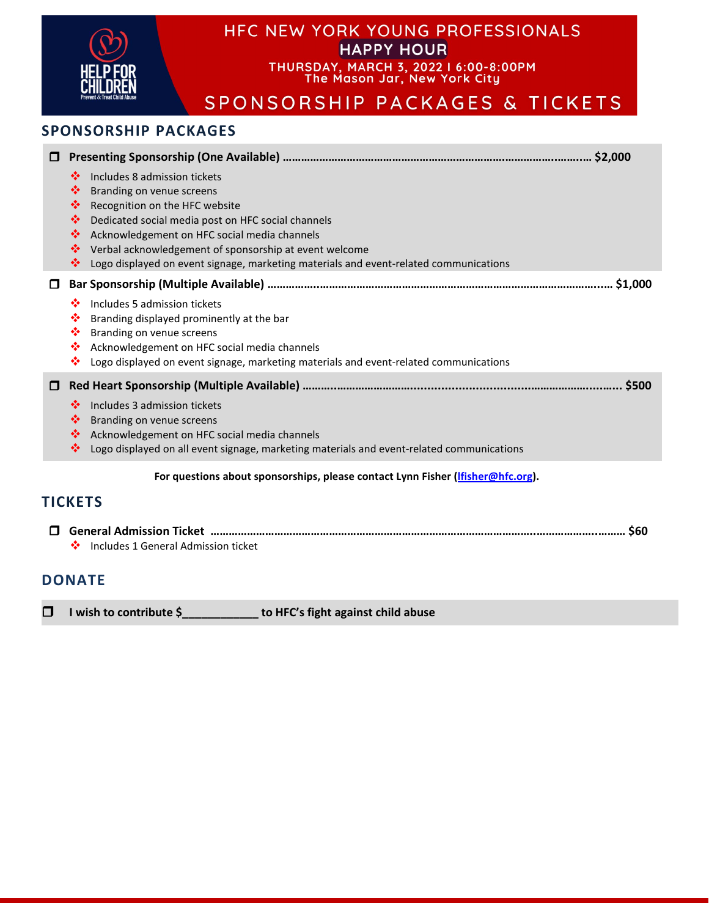# HFC NEW YORK YOUNG PROFESSIONALS HAPPY HOUR

THURSDAY, MARCH 3, 2022 I 6:00-8:00PM
The Mason Jar, New York City

# SPONSORSHIP PACKAGES & TICKETS

## SPONSORSHIP PACKAGES

- [ ] **Presenting Sponsorship (One Available) …… $2,000**
  - Includes 8 admission tickets
  - Branding on venue screens
  - Recognition on the HFC website
  - Dedicated social media post on HFC social channels
  - Acknowledgement on HFC social media channels
  - Verbal acknowledgement of sponsorship at event welcome
  - Logo displayed on event signage, marketing materials and event-related communications

- [ ] **Bar Sponsorship (Multiple Available) …… $1,000**
  - Includes 5 admission tickets
  - Branding displayed prominently at the bar
  - Branding on venue screens
  - Acknowledgement on HFC social media channels
  - Logo displayed on event signage, marketing materials and event-related communications

- [ ] **Red Heart Sponsorship (Multiple Available) …… $500**
  - Includes 3 admission tickets
  - Branding on venue screens
  - Acknowledgement on HFC social media channels
  - Logo displayed on all event signage, marketing materials and event-related communications

**For questions about sponsorships, please contact Lynn Fisher (lfisher@hfc.org).**

## TICKETS

- [ ] **General Admission Ticket …… $60**
  - Includes 1 General Admission ticket

## DONATE

- [ ] **I wish to contribute $____________ to HFC's fight against child abuse**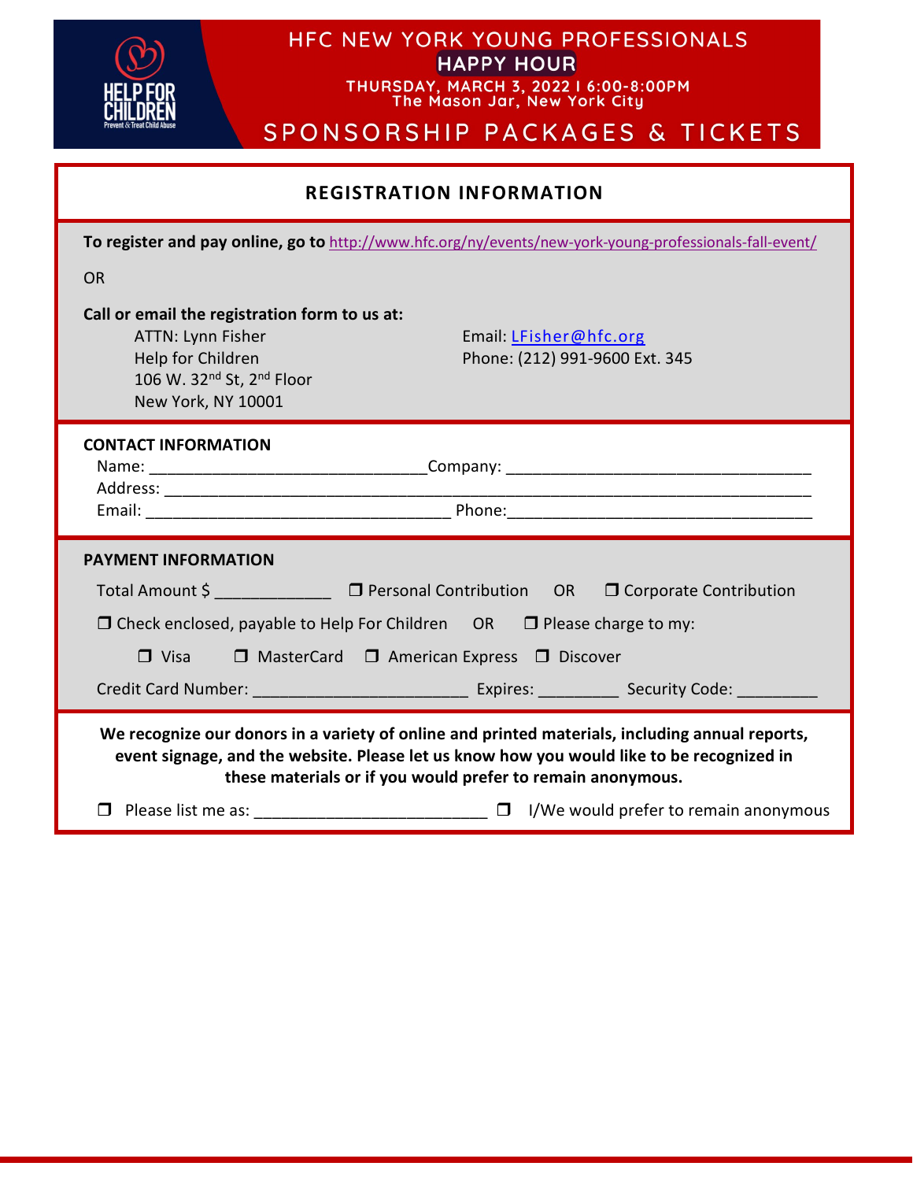# HFC NEW YORK YOUNG PROFESSIONALS

## HAPPY HOUR

THURSDAY, MARCH 3, 2022 | 6:00-8:00PM
The Mason Jar, New York City

## SPONSORSHIP PACKAGES & TICKETS

### REGISTRATION INFORMATION

**To register and pay online, go to** http://www.hfc.org/ny/events/new-york-young-professionals-fall-event/

OR

**Call or email the registration form to us at:**

ATTN: Lynn Fisher
Help for Children
106 W. 32nd St, 2nd Floor
New York, NY 10001

Email: LFisher@hfc.org
Phone: (212) 991-9600 Ext. 345

### CONTACT INFORMATION

Name: ______________________________ Company: __________________________________

Address: ________________________________________________________________________

Email: __________________________________ Phone: __________________________________

### PAYMENT INFORMATION

Total Amount $ ____________ ❐ Personal Contribution OR ❐ Corporate Contribution

❐ Check enclosed, payable to Help For Children OR ❐ Please charge to my:

❐ Visa ❐ MasterCard ❐ American Express ❐ Discover

Credit Card Number: _______________________ Expires: _________ Security Code: _________

**We recognize our donors in a variety of online and printed materials, including annual reports, event signage, and the website. Please let us know how you would like to be recognized in these materials or if you would prefer to remain anonymous.**

❐ Please list me as: __________________________ ❐ I/We would prefer to remain anonymous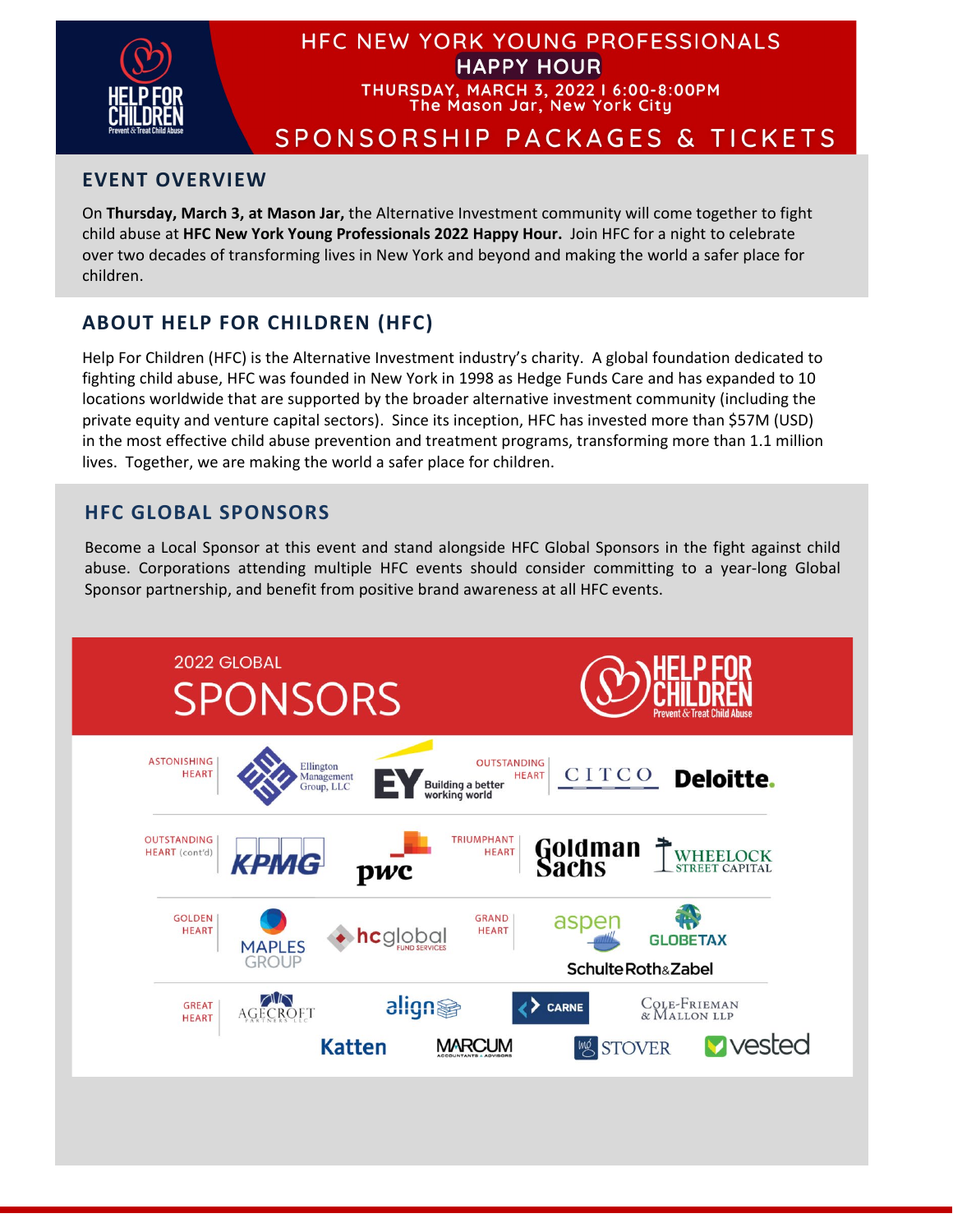# HFC NEW YORK YOUNG PROFESSIONALS HAPPY HOUR

THURSDAY, MARCH 3, 2022 I 6:00-8:00PM
The Mason Jar, New York City

## SPONSORSHIP PACKAGES & TICKETS

## EVENT OVERVIEW

On **Thursday, March 3, at Mason Jar,** the Alternative Investment community will come together to fight child abuse at **HFC New York Young Professionals 2022 Happy Hour.** Join HFC for a night to celebrate over two decades of transforming lives in New York and beyond and making the world a safer place for children.

## ABOUT HELP FOR CHILDREN (HFC)

Help For Children (HFC) is the Alternative Investment industry's charity. A global foundation dedicated to fighting child abuse, HFC was founded in New York in 1998 as Hedge Funds Care and has expanded to 10 locations worldwide that are supported by the broader alternative investment community (including the private equity and venture capital sectors). Since its inception, HFC has invested more than $57M (USD) in the most effective child abuse prevention and treatment programs, transforming more than 1.1 million lives. Together, we are making the world a safer place for children.

## HFC GLOBAL SPONSORS

Become a Local Sponsor at this event and stand alongside HFC Global Sponsors in the fight against child abuse. Corporations attending multiple HFC events should consider committing to a year-long Global Sponsor partnership, and benefit from positive brand awareness at all HFC events.

2022 GLOBAL SPONSORS

HELP FOR CHILDREN
Prevent & Treat Child Abuse

ASTONISHING HEART
Ellington Management Group, LLC

OUTSTANDING HEART
EY Building a better working world
CITCO
Deloitte.

OUTSTANDING HEART (cont'd)
KPMG
pwc

TRIUMPHANT HEART
Goldman Sachs
Wheelock Street Capital

GOLDEN HEART
Maples Group
hcglobal Fund Services

GRAND HEART
aspen
GlobeTax
Schulte Roth & Zabel

GREAT HEART
Agecroft Partners LLC
align
Carne
Cole-Frieman & Mallon LLP
Katten
Marcum Accountants + Advisors
Stover
vested